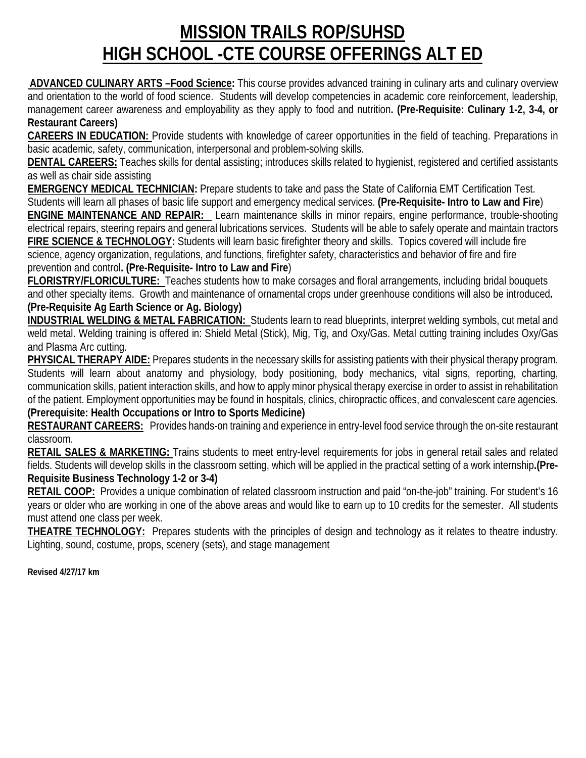# MISSION TRAILS ROP/SUHSD
# HIGH SCHOOL -CTE COURSE OFFERINGS ALT ED

**ADVANCED CULINARY ARTS –Food Science:** This course provides advanced training in culinary arts and culinary overview and orientation to the world of food science. Students will develop competencies in academic core reinforcement, leadership, management career awareness and employability as they apply to food and nutrition**. (Pre-Requisite: Culinary 1-2, 3-4, or Restaurant Careers)**

**CAREERS IN EDUCATION:** Provide students with knowledge of career opportunities in the field of teaching. Preparations in basic academic, safety, communication, interpersonal and problem-solving skills.

**DENTAL CAREERS:** Teaches skills for dental assisting; introduces skills related to hygienist, registered and certified assistants as well as chair side assisting

**EMERGENCY MEDICAL TECHNICIAN:** Prepare students to take and pass the State of California EMT Certification Test. Students will learn all phases of basic life support and emergency medical services. **(Pre-Requisite- Intro to Law and Fire**)

**ENGINE MAINTENANCE AND REPAIR:** Learn maintenance skills in minor repairs, engine performance, trouble-shooting electrical repairs, steering repairs and general lubrications services. Students will be able to safely operate and maintain tractors

**FIRE SCIENCE & TECHNOLOGY:** Students will learn basic firefighter theory and skills. Topics covered will include fire science, agency organization, regulations, and functions, firefighter safety, characteristics and behavior of fire and fire prevention and control**. (Pre-Requisite- Intro to Law and Fire**)

**FLORISTRY/FLORICULTURE:** Teaches students how to make corsages and floral arrangements, including bridal bouquets and other specialty items. Growth and maintenance of ornamental crops under greenhouse conditions will also be introduced**. (Pre-Requisite Ag Earth Science or Ag. Biology)**

**INDUSTRIAL WELDING & METAL FABRICATION:** Students learn to read blueprints, interpret welding symbols, cut metal and weld metal. Welding training is offered in: Shield Metal (Stick), Mig, Tig, and Oxy/Gas. Metal cutting training includes Oxy/Gas and Plasma Arc cutting.

**PHYSICAL THERAPY AIDE:** Prepares students in the necessary skills for assisting patients with their physical therapy program. Students will learn about anatomy and physiology, body positioning, body mechanics, vital signs, reporting, charting, communication skills, patient interaction skills, and how to apply minor physical therapy exercise in order to assist in rehabilitation of the patient. Employment opportunities may be found in hospitals, clinics, chiropractic offices, and convalescent care agencies. **(Prerequisite: Health Occupations or Intro to Sports Medicine)**

**RESTAURANT CAREERS:** Provides hands-on training and experience in entry-level food service through the on-site restaurant classroom.

**RETAIL SALES & MARKETING:** Trains students to meet entry-level requirements for jobs in general retail sales and related fields. Students will develop skills in the classroom setting, which will be applied in the practical setting of a work internship**.(Pre-Requisite Business Technology 1-2 or 3-4)**

**RETAIL COOP:** Provides a unique combination of related classroom instruction and paid "on-the-job" training. For student's 16 years or older who are working in one of the above areas and would like to earn up to 10 credits for the semester. All students must attend one class per week.

**THEATRE TECHNOLOGY:** Prepares students with the principles of design and technology as it relates to theatre industry. Lighting, sound, costume, props, scenery (sets), and stage management

**Revised 4/27/17 km**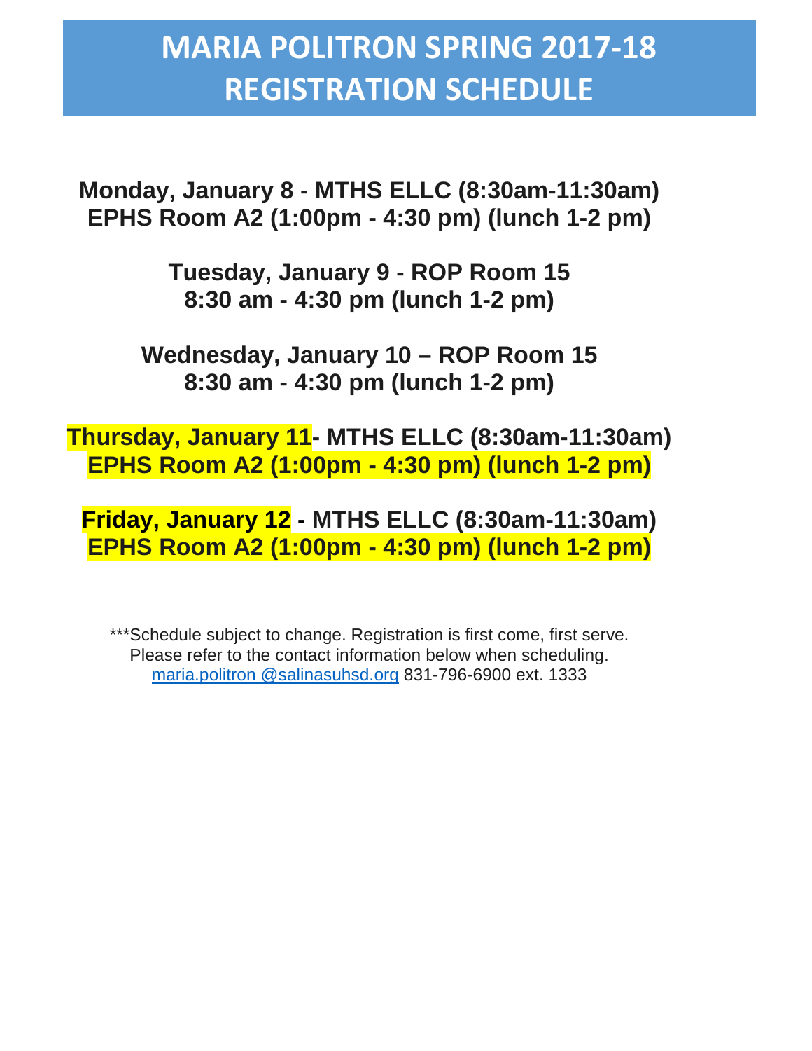# MARIA POLITRON SPRING 2017-18 REGISTRATION SCHEDULE

**Monday, January 8 - MTHS ELLC (8:30am-11:30am)**
**EPHS Room A2 (1:00pm - 4:30 pm) (lunch 1-2 pm)**

**Tuesday, January 9 - ROP Room 15**
**8:30 am - 4:30 pm (lunch 1-2 pm)**

**Wednesday, January 10 – ROP Room 15**
**8:30 am - 4:30 pm (lunch 1-2 pm)**

**Thursday, January 11- MTHS ELLC (8:30am-11:30am)**
**EPHS Room A2 (1:00pm - 4:30 pm) (lunch 1-2 pm)**

**Friday, January 12 - MTHS ELLC (8:30am-11:30am)**
**EPHS Room A2 (1:00pm - 4:30 pm) (lunch 1-2 pm)**

***Schedule subject to change. Registration is first come, first serve.
Please refer to the contact information below when scheduling.
maria.politron @salinasuhsd.org 831-796-6900 ext. 1333